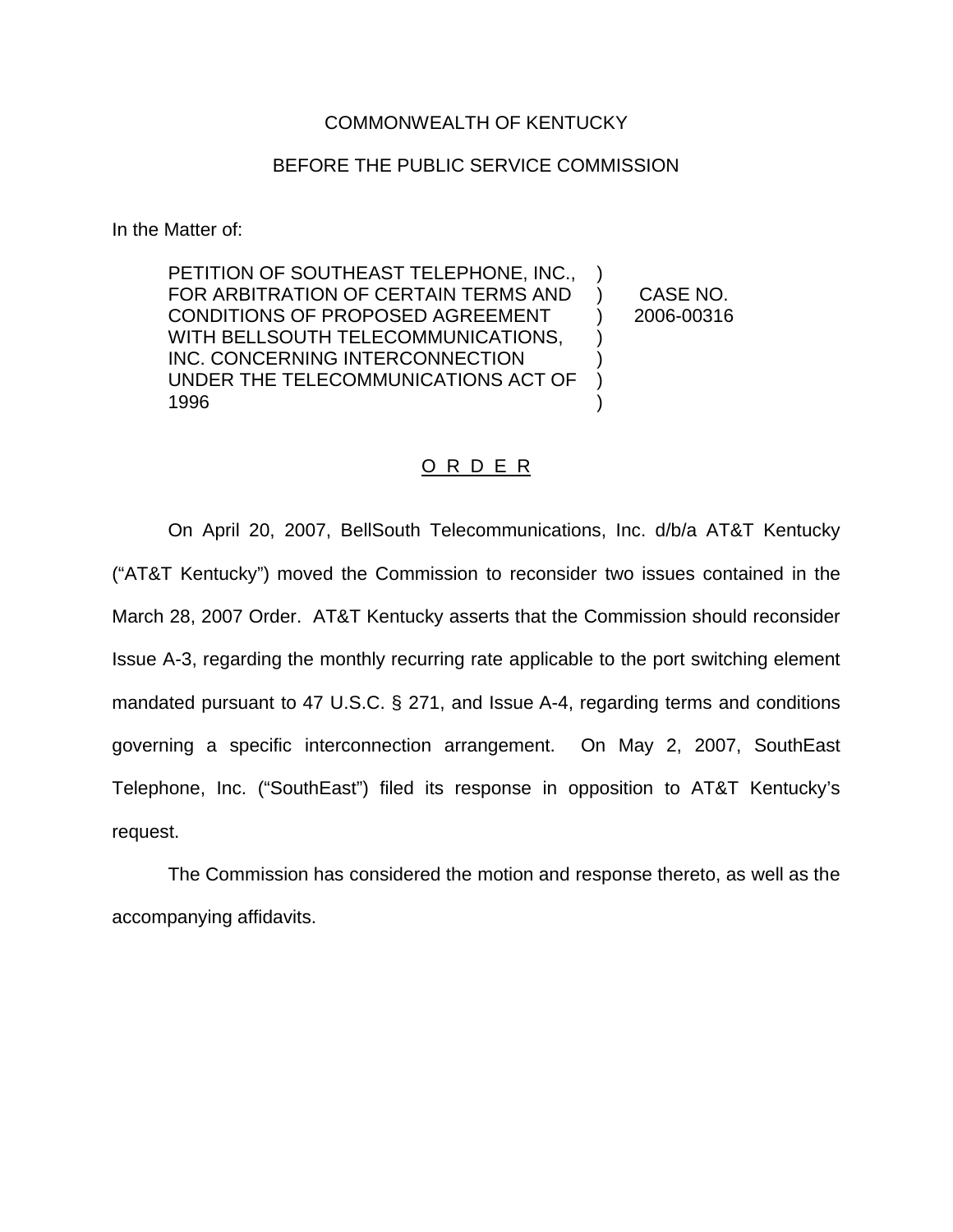COMMONWEALTH OF KENTUCKY

BEFORE THE PUBLIC SERVICE COMMISSION

In the Matter of:

PETITION OF SOUTHEAST TELEPHONE, INC., FOR ARBITRATION OF CERTAIN TERMS AND CONDITIONS OF PROPOSED AGREEMENT WITH BELLSOUTH TELECOMMUNICATIONS, INC. CONCERNING INTERCONNECTION UNDER THE TELECOMMUNICATIONS ACT OF 1996 ) CASE NO. 2006-00316

# O R D E R

On April 20, 2007, BellSouth Telecommunications, Inc. d/b/a AT&T Kentucky ("AT&T Kentucky") moved the Commission to reconsider two issues contained in the March 28, 2007 Order. AT&T Kentucky asserts that the Commission should reconsider Issue A-3, regarding the monthly recurring rate applicable to the port switching element mandated pursuant to 47 U.S.C. § 271, and Issue A-4, regarding terms and conditions governing a specific interconnection arrangement. On May 2, 2007, SouthEast Telephone, Inc. ("SouthEast") filed its response in opposition to AT&T Kentucky's request.

The Commission has considered the motion and response thereto, as well as the accompanying affidavits.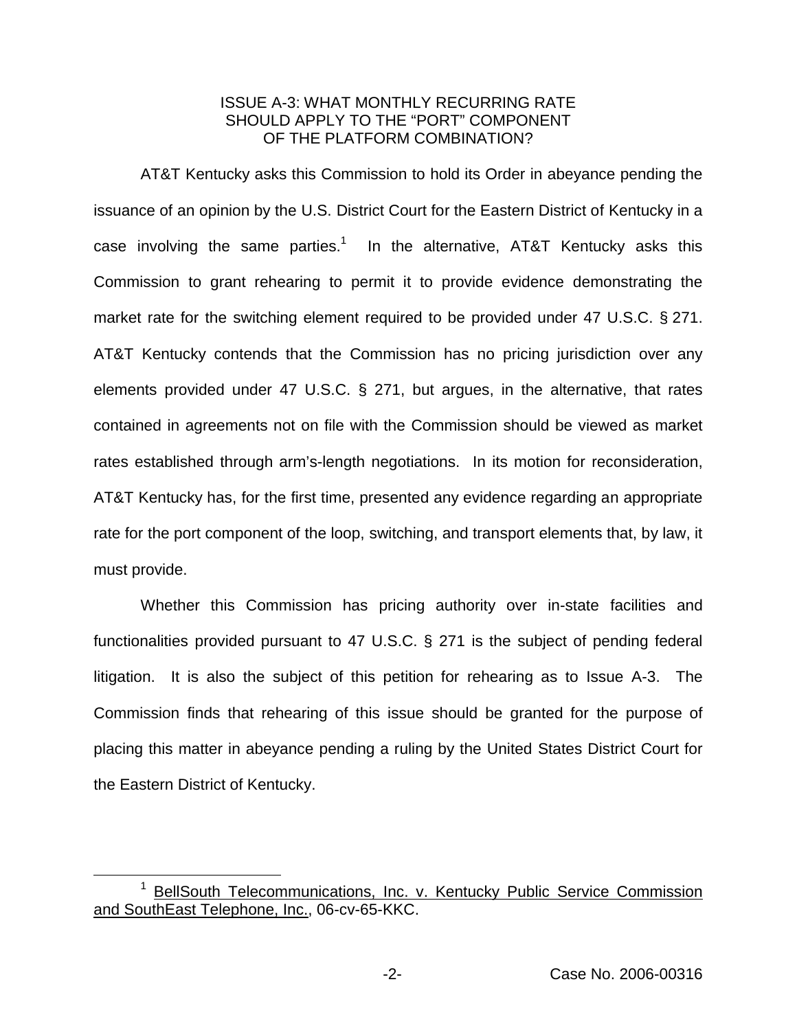### ISSUE A-3: WHAT MONTHLY RECURRING RATE SHOULD APPLY TO THE "PORT" COMPONENT OF THE PLATFORM COMBINATION?

AT&T Kentucky asks this Commission to hold its Order in abeyance pending the issuance of an opinion by the U.S. District Court for the Eastern District of Kentucky in a case involving the same parties.[1] In the alternative, AT&T Kentucky asks this Commission to grant rehearing to permit it to provide evidence demonstrating the market rate for the switching element required to be provided under 47 U.S.C. § 271. AT&T Kentucky contends that the Commission has no pricing jurisdiction over any elements provided under 47 U.S.C. § 271, but argues, in the alternative, that rates contained in agreements not on file with the Commission should be viewed as market rates established through arm's-length negotiations. In its motion for reconsideration, AT&T Kentucky has, for the first time, presented any evidence regarding an appropriate rate for the port component of the loop, switching, and transport elements that, by law, it must provide.

Whether this Commission has pricing authority over in-state facilities and functionalities provided pursuant to 47 U.S.C. § 271 is the subject of pending federal litigation. It is also the subject of this petition for rehearing as to Issue A-3. The Commission finds that rehearing of this issue should be granted for the purpose of placing this matter in abeyance pending a ruling by the United States District Court for the Eastern District of Kentucky.

---

[1] BellSouth Telecommunications, Inc. v. Kentucky Public Service Commission and SouthEast Telephone, Inc., 06-cv-65-KKC.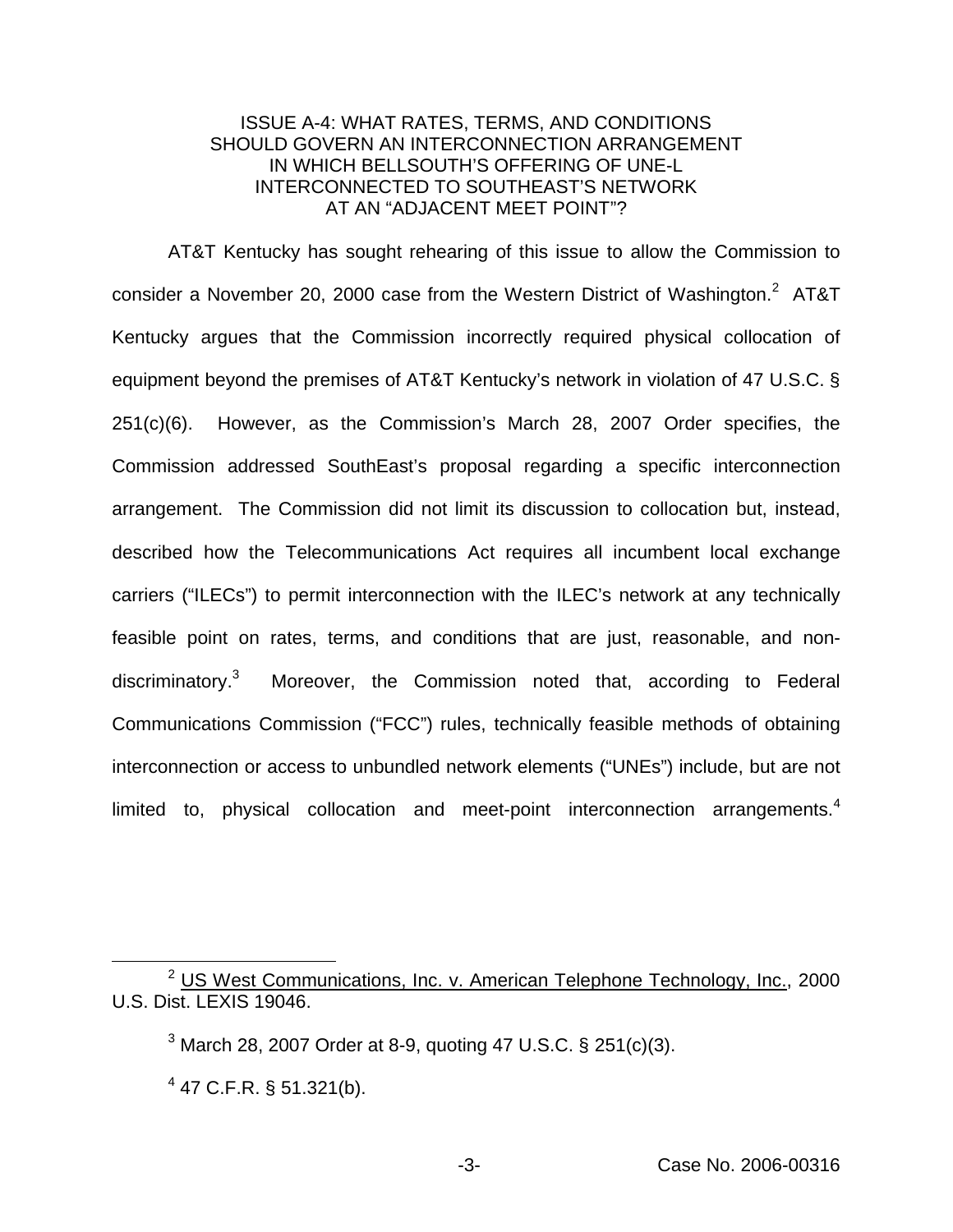ISSUE A-4: WHAT RATES, TERMS, AND CONDITIONS SHOULD GOVERN AN INTERCONNECTION ARRANGEMENT IN WHICH BELLSOUTH'S OFFERING OF UNE-L INTERCONNECTED TO SOUTHEAST'S NETWORK AT AN "ADJACENT MEET POINT"?

AT&T Kentucky has sought rehearing of this issue to allow the Commission to consider a November 20, 2000 case from the Western District of Washington.[2] AT&T Kentucky argues that the Commission incorrectly required physical collocation of equipment beyond the premises of AT&T Kentucky's network in violation of 47 U.S.C. § 251(c)(6). However, as the Commission's March 28, 2007 Order specifies, the Commission addressed SouthEast's proposal regarding a specific interconnection arrangement. The Commission did not limit its discussion to collocation but, instead, described how the Telecommunications Act requires all incumbent local exchange carriers ("ILECs") to permit interconnection with the ILEC's network at any technically feasible point on rates, terms, and conditions that are just, reasonable, and non-discriminatory.[3] Moreover, the Commission noted that, according to Federal Communications Commission ("FCC") rules, technically feasible methods of obtaining interconnection or access to unbundled network elements ("UNEs") include, but are not limited to, physical collocation and meet-point interconnection arrangements.[4]

---

[2] US West Communications, Inc. v. American Telephone Technology, Inc., 2000 U.S. Dist. LEXIS 19046.

[3] March 28, 2007 Order at 8-9, quoting 47 U.S.C. § 251(c)(3).

[4] 47 C.F.R. § 51.321(b).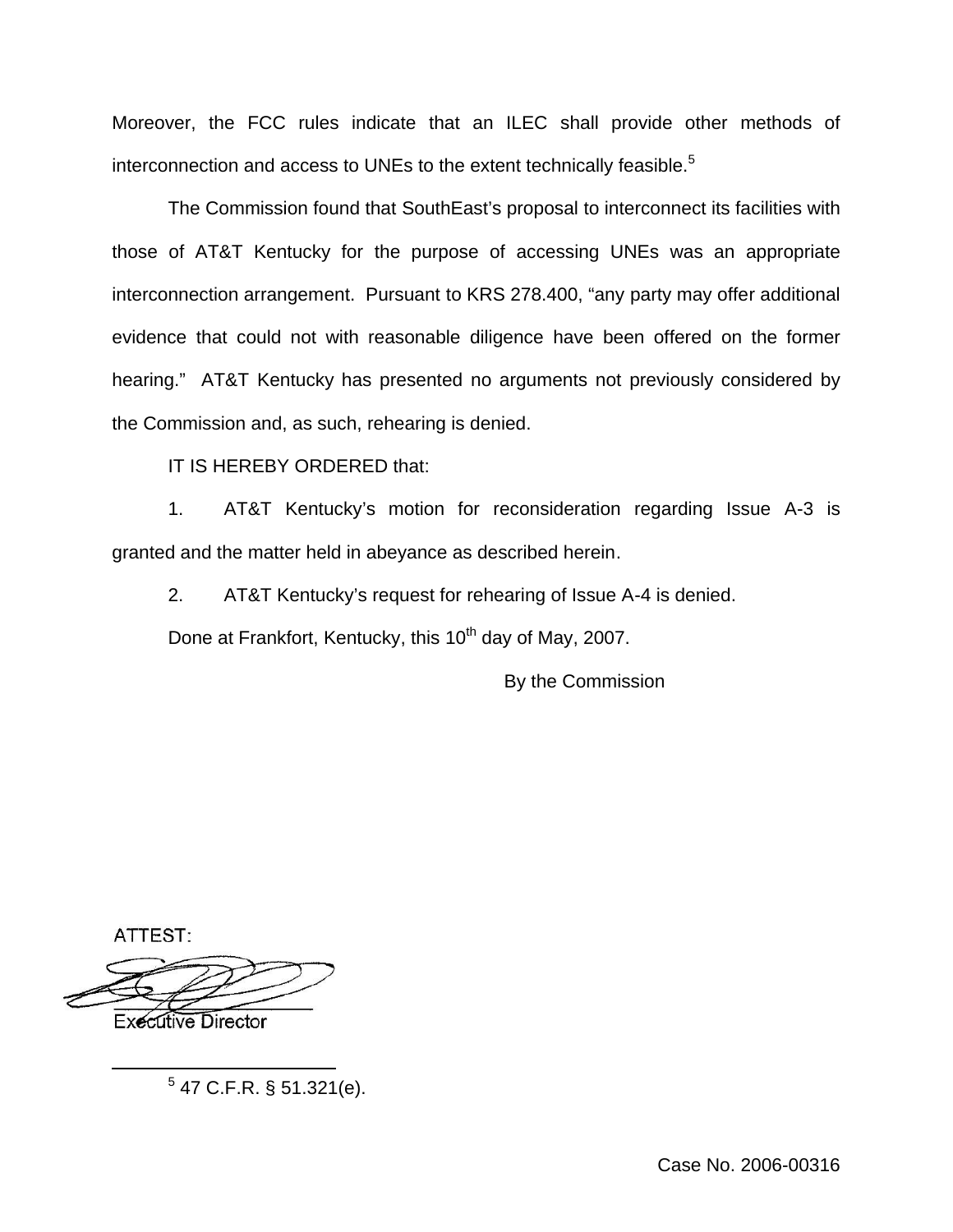Moreover, the FCC rules indicate that an ILEC shall provide other methods of interconnection and access to UNEs to the extent technically feasible.[5]

The Commission found that SouthEast's proposal to interconnect its facilities with those of AT&T Kentucky for the purpose of accessing UNEs was an appropriate interconnection arrangement. Pursuant to KRS 278.400, "any party may offer additional evidence that could not with reasonable diligence have been offered on the former hearing." AT&T Kentucky has presented no arguments not previously considered by the Commission and, as such, rehearing is denied.

IT IS HEREBY ORDERED that:

1. AT&T Kentucky's motion for reconsideration regarding Issue A-3 is granted and the matter held in abeyance as described herein.

2. AT&T Kentucky's request for rehearing of Issue A-4 is denied.

Done at Frankfort, Kentucky, this 10th day of May, 2007.

By the Commission

ATTEST:

Executive Director

[5] 47 C.F.R. § 51.321(e).

Case No. 2006-00316